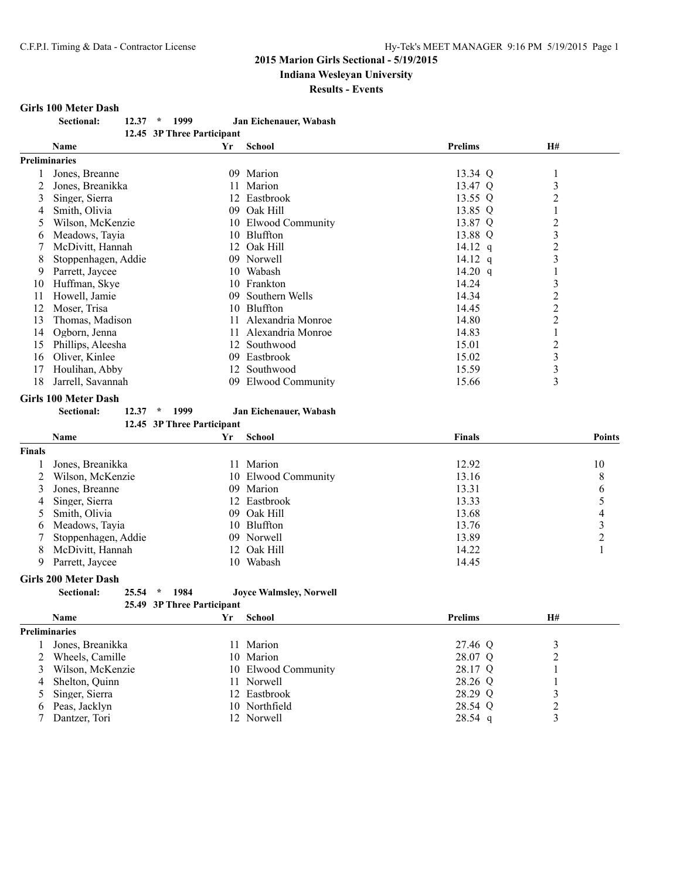# 2015 Marion Girls Sectional - 5/19/2015

## Indiana Wesleyan University

## Results - Events

### Girls 100 Meter Dash

**Sectional:** **12.37** * **1999** **Jan Eichenauer, Wabash**

**12.45 3P Three Participant**

**Preliminaries**

| | Name | Yr | School | Prelims | H# |
|---|---|---|---|---|---|
| 1 | Jones, Breanne | 09 | Marion | 13.34 Q | 1 |
| 2 | Jones, Breanikka | 11 | Marion | 13.47 Q | 3 |
| 3 | Singer, Sierra | 12 | Eastbrook | 13.55 Q | 2 |
| 4 | Smith, Olivia | 09 | Oak Hill | 13.85 Q | 1 |
| 5 | Wilson, McKenzie | 10 | Elwood Community | 13.87 Q | 2 |
| 6 | Meadows, Tayia | 10 | Bluffton | 13.88 Q | 3 |
| 7 | McDivitt, Hannah | 12 | Oak Hill | 14.12 q | 2 |
| 8 | Stoppenhagen, Addie | 09 | Norwell | 14.12 q | 3 |
| 9 | Parrett, Jaycee | 10 | Wabash | 14.20 q | 1 |
| 10 | Huffman, Skye | 10 | Frankton | 14.24 | 3 |
| 11 | Howell, Jamie | 09 | Southern Wells | 14.34 | 2 |
| 12 | Moser, Trisa | 10 | Bluffton | 14.45 | 2 |
| 13 | Thomas, Madison | 11 | Alexandria Monroe | 14.80 | 2 |
| 14 | Ogborn, Jenna | 11 | Alexandria Monroe | 14.83 | 1 |
| 15 | Phillips, Aleesha | 12 | Southwood | 15.01 | 2 |
| 16 | Oliver, Kinlee | 09 | Eastbrook | 15.02 | 3 |
| 17 | Houlihan, Abby | 12 | Southwood | 15.59 | 3 |
| 18 | Jarrell, Savannah | 09 | Elwood Community | 15.66 | 3 |

### Girls 100 Meter Dash

**Sectional:** **12.37** * **1999** **Jan Eichenauer, Wabash**

**12.45 3P Three Participant**

**Finals**

| | Name | Yr | School | Finals | Points |
|---|---|---|---|---|---|
| 1 | Jones, Breanikka | 11 | Marion | 12.92 | 10 |
| 2 | Wilson, McKenzie | 10 | Elwood Community | 13.16 | 8 |
| 3 | Jones, Breanne | 09 | Marion | 13.31 | 6 |
| 4 | Singer, Sierra | 12 | Eastbrook | 13.33 | 5 |
| 5 | Smith, Olivia | 09 | Oak Hill | 13.68 | 4 |
| 6 | Meadows, Tayia | 10 | Bluffton | 13.76 | 3 |
| 7 | Stoppenhagen, Addie | 09 | Norwell | 13.89 | 2 |
| 8 | McDivitt, Hannah | 12 | Oak Hill | 14.22 | 1 |
| 9 | Parrett, Jaycee | 10 | Wabash | 14.45 | |

### Girls 200 Meter Dash

**Sectional:** **25.54** * **1984** **Joyce Walmsley, Norwell**

**25.49 3P Three Participant**

**Preliminaries**

| | Name | Yr | School | Prelims | H# |
|---|---|---|---|---|---|
| 1 | Jones, Breanikka | 11 | Marion | 27.46 Q | 3 |
| 2 | Wheels, Camille | 10 | Marion | 28.07 Q | 2 |
| 3 | Wilson, McKenzie | 10 | Elwood Community | 28.17 Q | 1 |
| 4 | Shelton, Quinn | 11 | Norwell | 28.26 Q | 1 |
| 5 | Singer, Sierra | 12 | Eastbrook | 28.29 Q | 3 |
| 6 | Peas, Jacklyn | 10 | Northfield | 28.54 Q | 2 |
| 7 | Dantzer, Tori | 12 | Norwell | 28.54 q | 3 |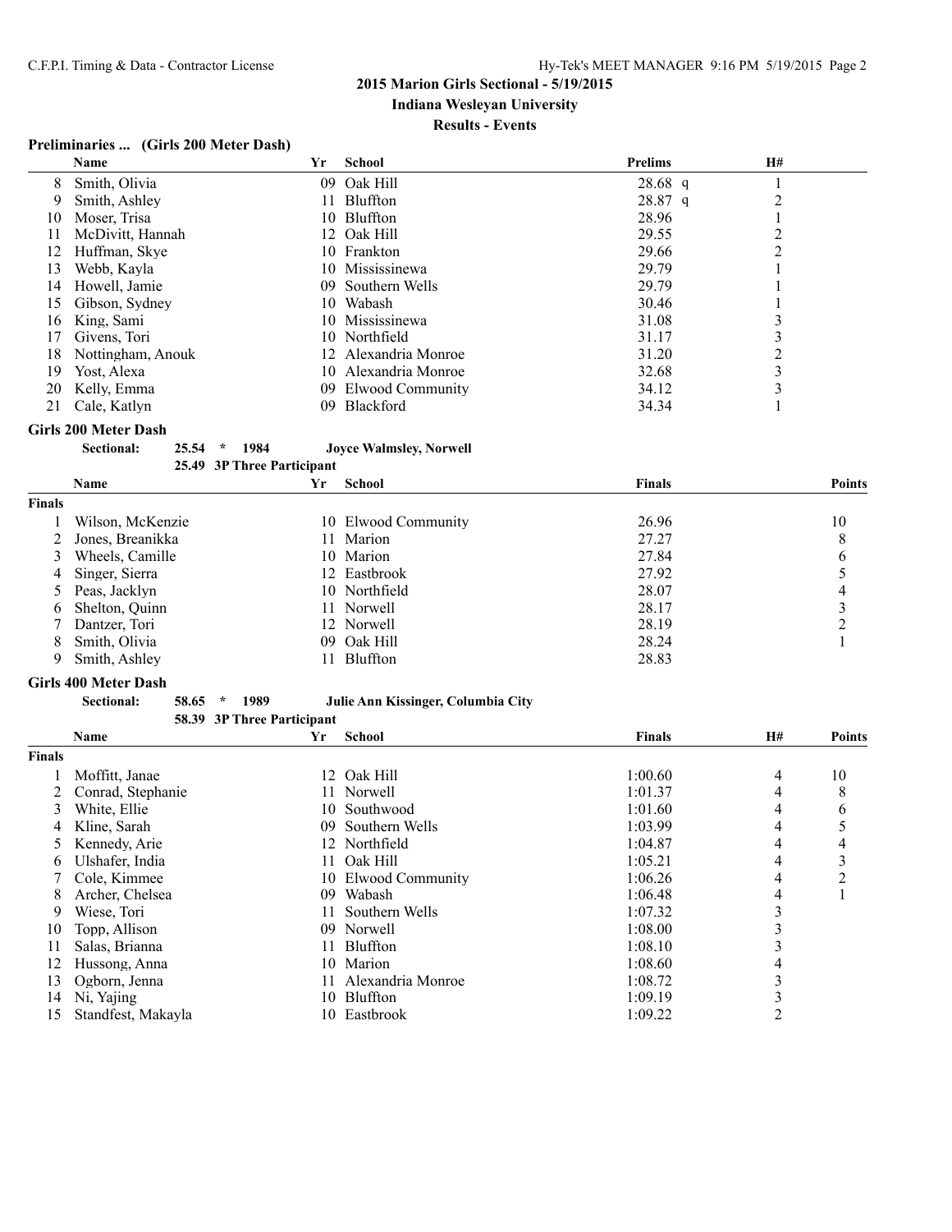## 2015 Marion Girls Sectional - 5/19/2015

**Indiana Wesleyan University**

**Results - Events**

### Preliminaries ... (Girls 200 Meter Dash)

| | Name | Yr | School | Prelims | H# |
|---|---|---|---|---|---|
| 8 | Smith, Olivia | 09 | Oak Hill | 28.68 q | 1 |
| 9 | Smith, Ashley | 11 | Bluffton | 28.87 q | 2 |
| 10 | Moser, Trisa | 10 | Bluffton | 28.96 | 1 |
| 11 | McDivitt, Hannah | 12 | Oak Hill | 29.55 | 2 |
| 12 | Huffman, Skye | 10 | Frankton | 29.66 | 2 |
| 13 | Webb, Kayla | 10 | Mississinewa | 29.79 | 1 |
| 14 | Howell, Jamie | 09 | Southern Wells | 29.79 | 1 |
| 15 | Gibson, Sydney | 10 | Wabash | 30.46 | 1 |
| 16 | King, Sami | 10 | Mississinewa | 31.08 | 3 |
| 17 | Givens, Tori | 10 | Northfield | 31.17 | 3 |
| 18 | Nottingham, Anouk | 12 | Alexandria Monroe | 31.20 | 2 |
| 19 | Yost, Alexa | 10 | Alexandria Monroe | 32.68 | 3 |
| 20 | Kelly, Emma | 09 | Elwood Community | 34.12 | 3 |
| 21 | Cale, Katlyn | 09 | Blackford | 34.34 | 1 |

### Girls 200 Meter Dash

**Sectional:** 25.54 * 1984 **Joyce Walmsley, Norwell**

25.49 3P Three Participant

| | Name | Yr | School | Finals | Points |
|---|---|---|---|---|---|
| **Finals** | | | | | |
| 1 | Wilson, McKenzie | 10 | Elwood Community | 26.96 | 10 |
| 2 | Jones, Breanikka | 11 | Marion | 27.27 | 8 |
| 3 | Wheels, Camille | 10 | Marion | 27.84 | 6 |
| 4 | Singer, Sierra | 12 | Eastbrook | 27.92 | 5 |
| 5 | Peas, Jacklyn | 10 | Northfield | 28.07 | 4 |
| 6 | Shelton, Quinn | 11 | Norwell | 28.17 | 3 |
| 7 | Dantzer, Tori | 12 | Norwell | 28.19 | 2 |
| 8 | Smith, Olivia | 09 | Oak Hill | 28.24 | 1 |
| 9 | Smith, Ashley | 11 | Bluffton | 28.83 | |

### Girls 400 Meter Dash

**Sectional:** 58.65 * 1989 **Julie Ann Kissinger, Columbia City**

58.39 3P Three Participant

| | Name | Yr | School | Finals | H# | Points |
|---|---|---|---|---|---|---|
| **Finals** | | | | | | |
| 1 | Moffitt, Janae | 12 | Oak Hill | 1:00.60 | 4 | 10 |
| 2 | Conrad, Stephanie | 11 | Norwell | 1:01.37 | 4 | 8 |
| 3 | White, Ellie | 10 | Southwood | 1:01.60 | 4 | 6 |
| 4 | Kline, Sarah | 09 | Southern Wells | 1:03.99 | 4 | 5 |
| 5 | Kennedy, Arie | 12 | Northfield | 1:04.87 | 4 | 4 |
| 6 | Ulshafer, India | 11 | Oak Hill | 1:05.21 | 4 | 3 |
| 7 | Cole, Kimmee | 10 | Elwood Community | 1:06.26 | 4 | 2 |
| 8 | Archer, Chelsea | 09 | Wabash | 1:06.48 | 4 | 1 |
| 9 | Wiese, Tori | 11 | Southern Wells | 1:07.32 | 3 | |
| 10 | Topp, Allison | 09 | Norwell | 1:08.00 | 3 | |
| 11 | Salas, Brianna | 11 | Bluffton | 1:08.10 | 3 | |
| 12 | Hussong, Anna | 10 | Marion | 1:08.60 | 4 | |
| 13 | Ogborn, Jenna | 11 | Alexandria Monroe | 1:08.72 | 3 | |
| 14 | Ni, Yajing | 10 | Bluffton | 1:09.19 | 3 | |
| 15 | Standfest, Makayla | 10 | Eastbrook | 1:09.22 | 2 | |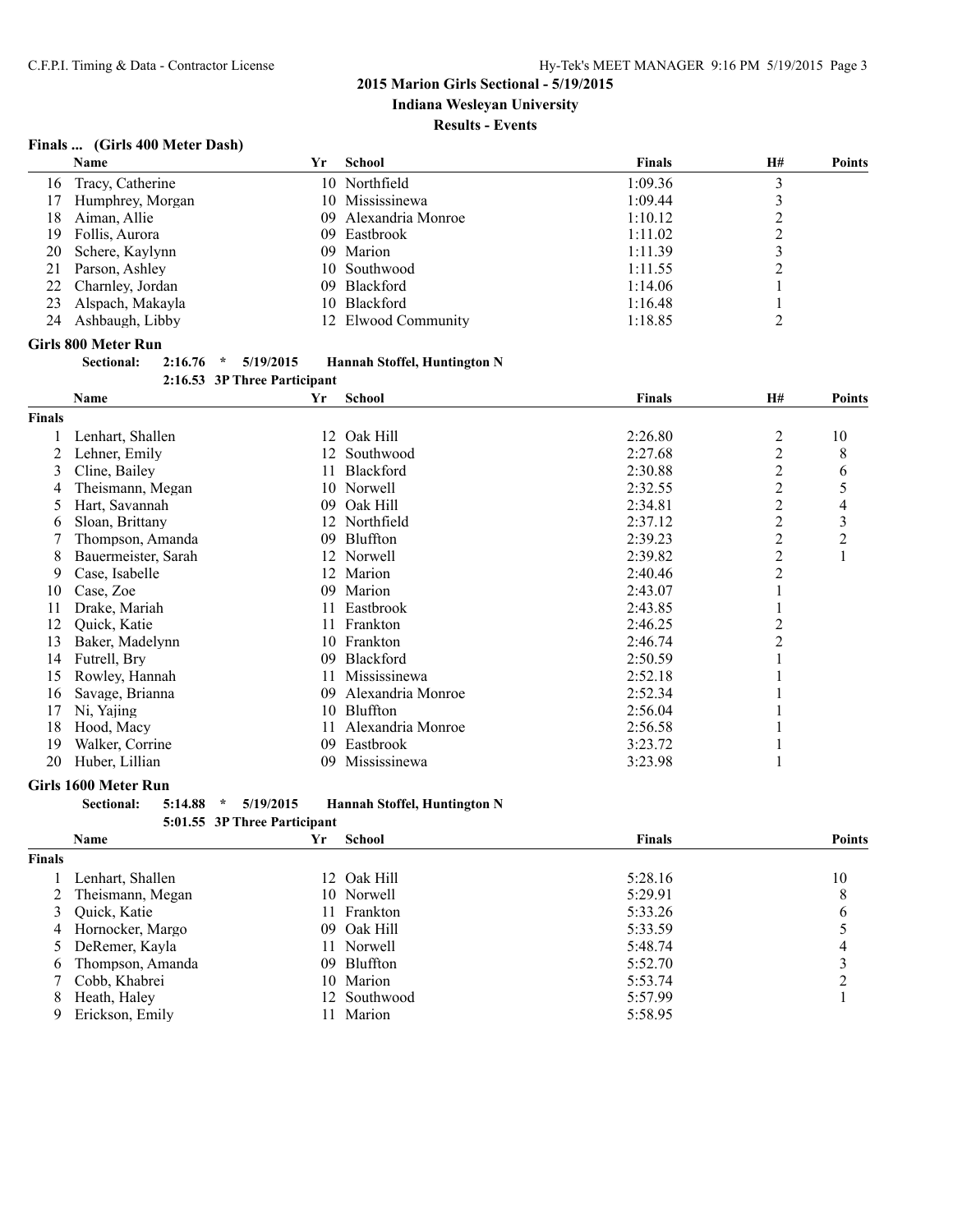## Finals ... (Girls 400 Meter Dash)

| | Name | Yr | School | Finals | H# | Points |
|---|---|---|---|---|---|---|
| 16 | Tracy, Catherine | 10 | Northfield | 1:09.36 | 3 | |
| 17 | Humphrey, Morgan | 10 | Mississinewa | 1:09.44 | 3 | |
| 18 | Aiman, Allie | 09 | Alexandria Monroe | 1:10.12 | 2 | |
| 19 | Follis, Aurora | 09 | Eastbrook | 1:11.02 | 2 | |
| 20 | Schere, Kaylynn | 09 | Marion | 1:11.39 | 3 | |
| 21 | Parson, Ashley | 10 | Southwood | 1:11.55 | 2 | |
| 22 | Charnley, Jordan | 09 | Blackford | 1:14.06 | 1 | |
| 23 | Alspach, Makayla | 10 | Blackford | 1:16.48 | 1 | |
| 24 | Ashbaugh, Libby | 12 | Elwood Community | 1:18.85 | 2 | |

## Girls 800 Meter Run

**Sectional: 2:16.76 * 5/19/2015 Hannah Stoffel, Huntington N**

**2:16.53 3P Three Participant**

**Finals**

| | Name | Yr | School | Finals | H# | Points |
|---|---|---|---|---|---|---|
| 1 | Lenhart, Shallen | 12 | Oak Hill | 2:26.80 | 2 | 10 |
| 2 | Lehner, Emily | 12 | Southwood | 2:27.68 | 2 | 8 |
| 3 | Cline, Bailey | 11 | Blackford | 2:30.88 | 2 | 6 |
| 4 | Theismann, Megan | 10 | Norwell | 2:32.55 | 2 | 5 |
| 5 | Hart, Savannah | 09 | Oak Hill | 2:34.81 | 2 | 4 |
| 6 | Sloan, Brittany | 12 | Northfield | 2:37.12 | 2 | 3 |
| 7 | Thompson, Amanda | 09 | Bluffton | 2:39.23 | 2 | 2 |
| 8 | Bauermeister, Sarah | 12 | Norwell | 2:39.82 | 2 | 1 |
| 9 | Case, Isabelle | 12 | Marion | 2:40.46 | 2 | |
| 10 | Case, Zoe | 09 | Marion | 2:43.07 | 1 | |
| 11 | Drake, Mariah | 11 | Eastbrook | 2:43.85 | 1 | |
| 12 | Quick, Katie | 11 | Frankton | 2:46.25 | 2 | |
| 13 | Baker, Madelynn | 10 | Frankton | 2:46.74 | 2 | |
| 14 | Futrell, Bry | 09 | Blackford | 2:50.59 | 1 | |
| 15 | Rowley, Hannah | 11 | Mississinewa | 2:52.18 | 1 | |
| 16 | Savage, Brianna | 09 | Alexandria Monroe | 2:52.34 | 1 | |
| 17 | Ni, Yajing | 10 | Bluffton | 2:56.04 | 1 | |
| 18 | Hood, Macy | 11 | Alexandria Monroe | 2:56.58 | 1 | |
| 19 | Walker, Corrine | 09 | Eastbrook | 3:23.72 | 1 | |
| 20 | Huber, Lillian | 09 | Mississinewa | 3:23.98 | 1 | |

## Girls 1600 Meter Run

**Sectional: 5:14.88 * 5/19/2015 Hannah Stoffel, Huntington N**

**5:01.55 3P Three Participant**

**Finals**

| | Name | Yr | School | Finals | Points |
|---|---|---|---|---|---|
| 1 | Lenhart, Shallen | 12 | Oak Hill | 5:28.16 | 10 |
| 2 | Theismann, Megan | 10 | Norwell | 5:29.91 | 8 |
| 3 | Quick, Katie | 11 | Frankton | 5:33.26 | 6 |
| 4 | Hornocker, Margo | 09 | Oak Hill | 5:33.59 | 5 |
| 5 | DeRemer, Kayla | 11 | Norwell | 5:48.74 | 4 |
| 6 | Thompson, Amanda | 09 | Bluffton | 5:52.70 | 3 |
| 7 | Cobb, Khabrei | 10 | Marion | 5:53.74 | 2 |
| 8 | Heath, Haley | 12 | Southwood | 5:57.99 | 1 |
| 9 | Erickson, Emily | 11 | Marion | 5:58.95 | |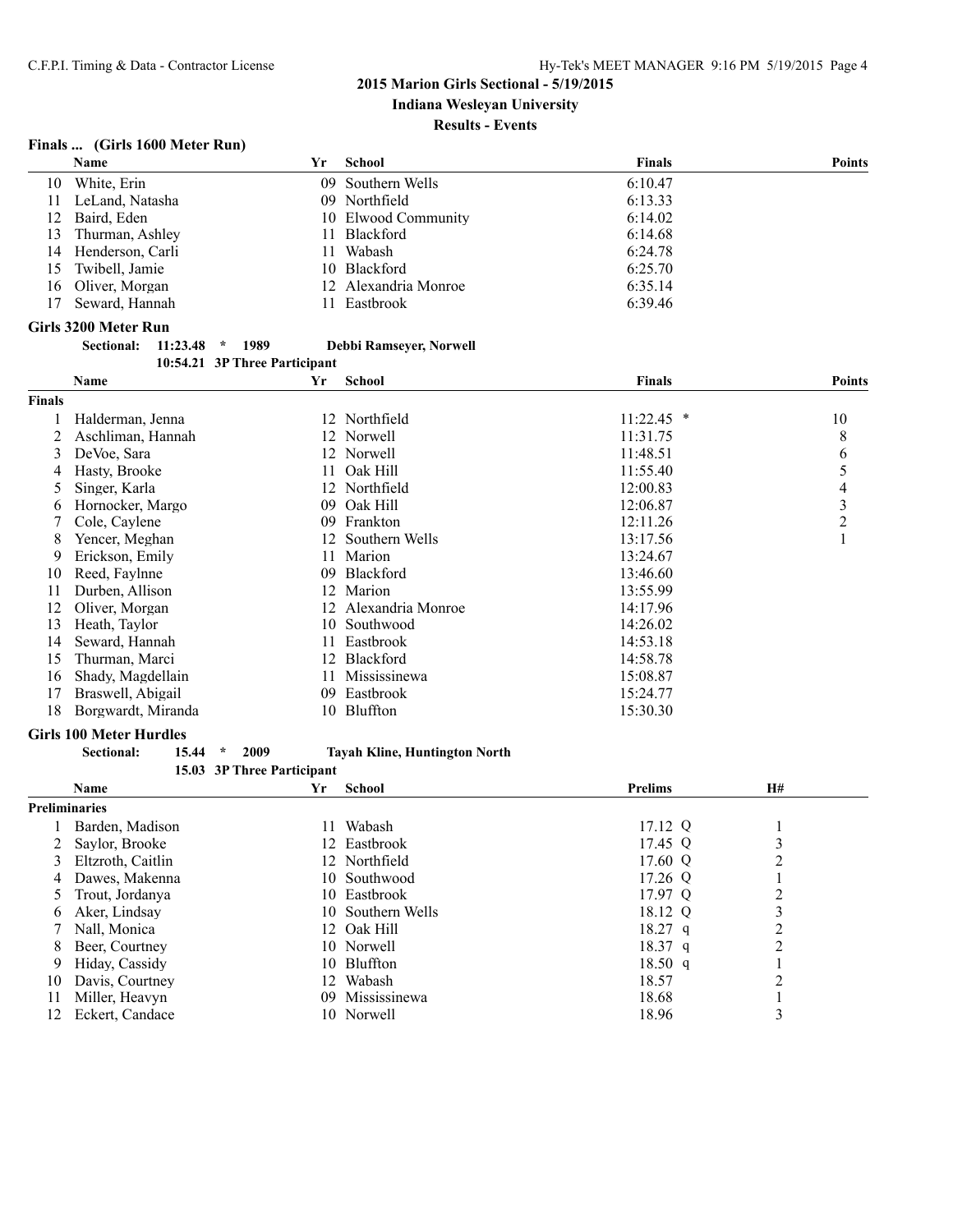**2015 Marion Girls Sectional - 5/19/2015**

**Indiana Wesleyan University**

**Results - Events**

### Finals ... (Girls 1600 Meter Run)

| | Name | Yr | School | Finals | Points |
|---|---|---|---|---|---|
| 10 | White, Erin | 09 | Southern Wells | 6:10.47 | |
| 11 | LeLand, Natasha | 09 | Northfield | 6:13.33 | |
| 12 | Baird, Eden | 10 | Elwood Community | 6:14.02 | |
| 13 | Thurman, Ashley | 11 | Blackford | 6:14.68 | |
| 14 | Henderson, Carli | 11 | Wabash | 6:24.78 | |
| 15 | Twibell, Jamie | 10 | Blackford | 6:25.70 | |
| 16 | Oliver, Morgan | 12 | Alexandria Monroe | 6:35.14 | |
| 17 | Seward, Hannah | 11 | Eastbrook | 6:39.46 | |

### Girls 3200 Meter Run

**Sectional: 11:23.48 * 1989 Debbi Ramseyer, Norwell**

**10:54.21 3P Three Participant**

| | Name | Yr | School | Finals | Points |
|---|---|---|---|---|---|
| **Finals** | | | | | |
| 1 | Halderman, Jenna | 12 | Northfield | 11:22.45 * | 10 |
| 2 | Aschliman, Hannah | 12 | Norwell | 11:31.75 | 8 |
| 3 | DeVoe, Sara | 12 | Norwell | 11:48.51 | 6 |
| 4 | Hasty, Brooke | 11 | Oak Hill | 11:55.40 | 5 |
| 5 | Singer, Karla | 12 | Northfield | 12:00.83 | 4 |
| 6 | Hornocker, Margo | 09 | Oak Hill | 12:06.87 | 3 |
| 7 | Cole, Caylene | 09 | Frankton | 12:11.26 | 2 |
| 8 | Yencer, Meghan | 12 | Southern Wells | 13:17.56 | 1 |
| 9 | Erickson, Emily | 11 | Marion | 13:24.67 | |
| 10 | Reed, Faylnne | 09 | Blackford | 13:46.60 | |
| 11 | Durben, Allison | 12 | Marion | 13:55.99 | |
| 12 | Oliver, Morgan | 12 | Alexandria Monroe | 14:17.96 | |
| 13 | Heath, Taylor | 10 | Southwood | 14:26.02 | |
| 14 | Seward, Hannah | 11 | Eastbrook | 14:53.18 | |
| 15 | Thurman, Marci | 12 | Blackford | 14:58.78 | |
| 16 | Shady, Magdellain | 11 | Mississinewa | 15:08.87 | |
| 17 | Braswell, Abigail | 09 | Eastbrook | 15:24.77 | |
| 18 | Borgwardt, Miranda | 10 | Bluffton | 15:30.30 | |

### Girls 100 Meter Hurdles

**Sectional: 15.44 * 2009 Tayah Kline, Huntington North**

**15.03 3P Three Participant**

| | Name | Yr | School | Prelims | H# |
|---|---|---|---|---|---|
| **Preliminaries** | | | | | |
| 1 | Barden, Madison | 11 | Wabash | 17.12 Q | 1 |
| 2 | Saylor, Brooke | 12 | Eastbrook | 17.45 Q | 3 |
| 3 | Eltzroth, Caitlin | 12 | Northfield | 17.60 Q | 2 |
| 4 | Dawes, Makenna | 10 | Southwood | 17.26 Q | 1 |
| 5 | Trout, Jordanya | 10 | Eastbrook | 17.97 Q | 2 |
| 6 | Aker, Lindsay | 10 | Southern Wells | 18.12 Q | 3 |
| 7 | Nall, Monica | 12 | Oak Hill | 18.27 q | 2 |
| 8 | Beer, Courtney | 10 | Norwell | 18.37 q | 2 |
| 9 | Hiday, Cassidy | 10 | Bluffton | 18.50 q | 1 |
| 10 | Davis, Courtney | 12 | Wabash | 18.57 | 2 |
| 11 | Miller, Heavyn | 09 | Mississinewa | 18.68 | 1 |
| 12 | Eckert, Candace | 10 | Norwell | 18.96 | 3 |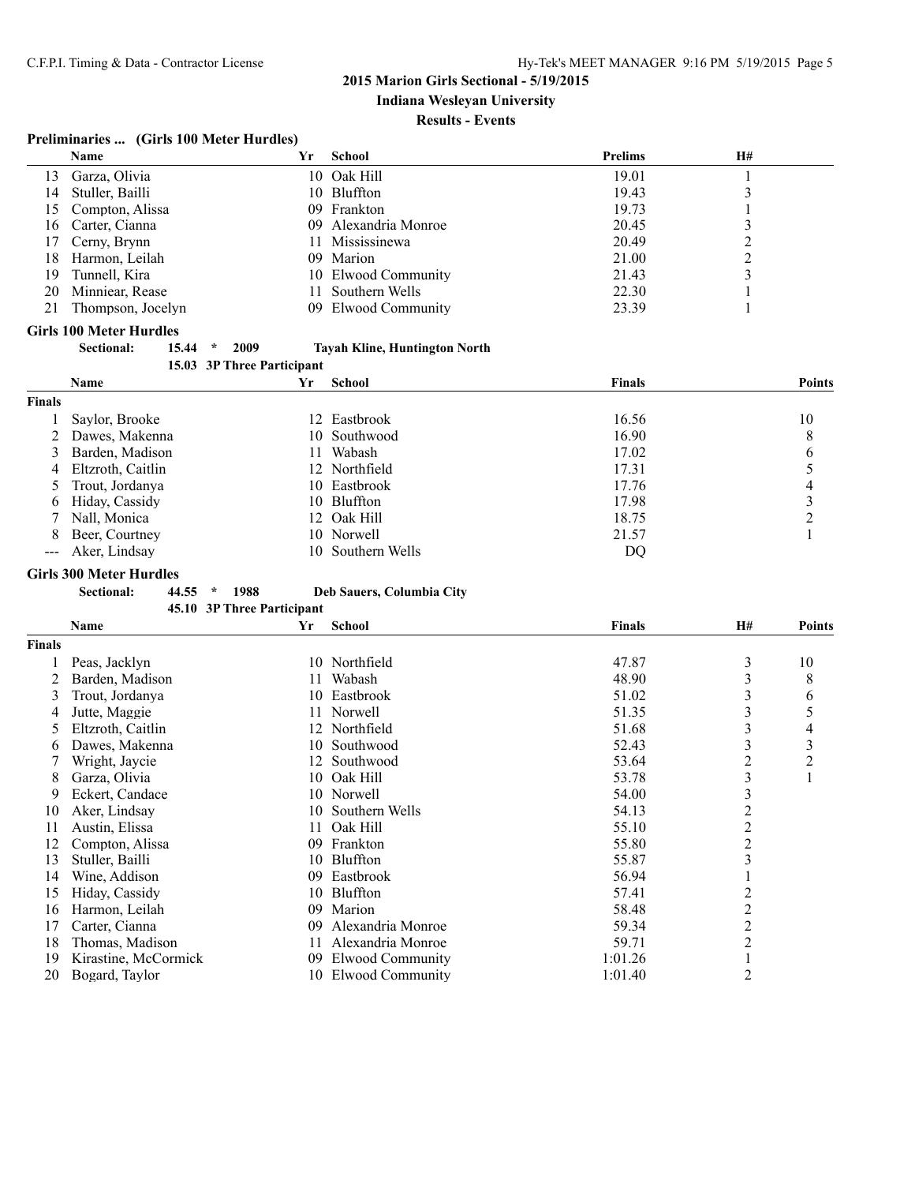## 2015 Marion Girls Sectional - 5/19/2015

**Indiana Wesleyan University**

**Results - Events**

### Preliminaries ... (Girls 100 Meter Hurdles)

| | Name | Yr | School | Prelims | H# |
|---|---|---|---|---|---|
| 13 | Garza, Olivia | 10 | Oak Hill | 19.01 | 1 |
| 14 | Stuller, Bailli | 10 | Bluffton | 19.43 | 3 |
| 15 | Compton, Alissa | 09 | Frankton | 19.73 | 1 |
| 16 | Carter, Cianna | 09 | Alexandria Monroe | 20.45 | 3 |
| 17 | Cerny, Brynn | 11 | Mississinewa | 20.49 | 2 |
| 18 | Harmon, Leilah | 09 | Marion | 21.00 | 2 |
| 19 | Tunnell, Kira | 10 | Elwood Community | 21.43 | 3 |
| 20 | Minniear, Rease | 11 | Southern Wells | 22.30 | 1 |
| 21 | Thompson, Jocelyn | 09 | Elwood Community | 23.39 | 1 |

### Girls 100 Meter Hurdles

**Sectional:** 15.44 * 2009 **Tayah Kline, Huntington North**

15.03 3P Three Participant

| | Name | Yr | School | Finals | Points |
|---|---|---|---|---|---|
| **Finals** | | | | | |
| 1 | Saylor, Brooke | 12 | Eastbrook | 16.56 | 10 |
| 2 | Dawes, Makenna | 10 | Southwood | 16.90 | 8 |
| 3 | Barden, Madison | 11 | Wabash | 17.02 | 6 |
| 4 | Eltzroth, Caitlin | 12 | Northfield | 17.31 | 5 |
| 5 | Trout, Jordanya | 10 | Eastbrook | 17.76 | 4 |
| 6 | Hiday, Cassidy | 10 | Bluffton | 17.98 | 3 |
| 7 | Nall, Monica | 12 | Oak Hill | 18.75 | 2 |
| 8 | Beer, Courtney | 10 | Norwell | 21.57 | 1 |
| --- | Aker, Lindsay | 10 | Southern Wells | DQ | |

### Girls 300 Meter Hurdles

**Sectional:** 44.55 * 1988 **Deb Sauers, Columbia City**

45.10 3P Three Participant

| | Name | Yr | School | Finals | H# | Points |
|---|---|---|---|---|---|---|
| **Finals** | | | | | | |
| 1 | Peas, Jacklyn | 10 | Northfield | 47.87 | 3 | 10 |
| 2 | Barden, Madison | 11 | Wabash | 48.90 | 3 | 8 |
| 3 | Trout, Jordanya | 10 | Eastbrook | 51.02 | 3 | 6 |
| 4 | Jutte, Maggie | 11 | Norwell | 51.35 | 3 | 5 |
| 5 | Eltzroth, Caitlin | 12 | Northfield | 51.68 | 3 | 4 |
| 6 | Dawes, Makenna | 10 | Southwood | 52.43 | 3 | 3 |
| 7 | Wright, Jaycie | 12 | Southwood | 53.64 | 2 | 2 |
| 8 | Garza, Olivia | 10 | Oak Hill | 53.78 | 3 | 1 |
| 9 | Eckert, Candace | 10 | Norwell | 54.00 | 3 | |
| 10 | Aker, Lindsay | 10 | Southern Wells | 54.13 | 2 | |
| 11 | Austin, Elissa | 11 | Oak Hill | 55.10 | 2 | |
| 12 | Compton, Alissa | 09 | Frankton | 55.80 | 2 | |
| 13 | Stuller, Bailli | 10 | Bluffton | 55.87 | 3 | |
| 14 | Wine, Addison | 09 | Eastbrook | 56.94 | 1 | |
| 15 | Hiday, Cassidy | 10 | Bluffton | 57.41 | 2 | |
| 16 | Harmon, Leilah | 09 | Marion | 58.48 | 2 | |
| 17 | Carter, Cianna | 09 | Alexandria Monroe | 59.34 | 2 | |
| 18 | Thomas, Madison | 11 | Alexandria Monroe | 59.71 | 2 | |
| 19 | Kirastine, McCormick | 09 | Elwood Community | 1:01.26 | 1 | |
| 20 | Bogard, Taylor | 10 | Elwood Community | 1:01.40 | 2 | |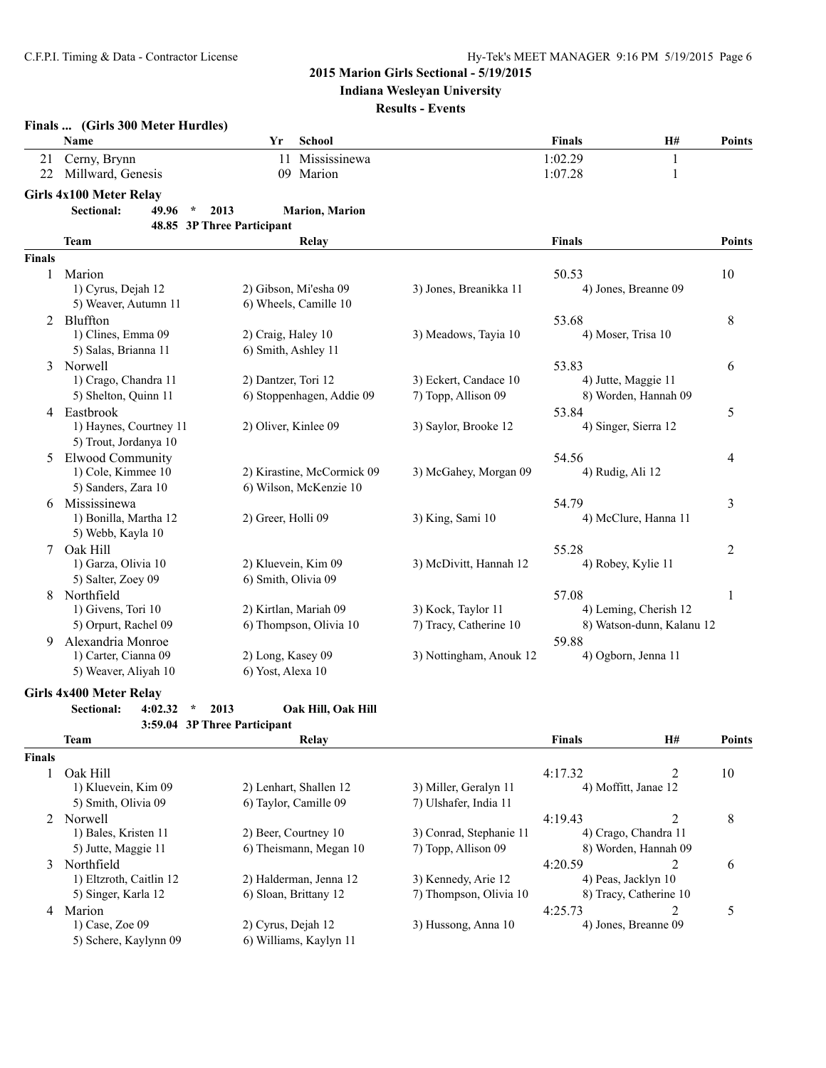**2015 Marion Girls Sectional - 5/19/2015**
**Indiana Wesleyan University**
**Results - Events**

### Finals ... (Girls 300 Meter Hurdles)

| | Name | Yr | School | Finals | H# | Points |
|---|---|---|---|---|---|---|
| 21 | Cerny, Brynn | 11 | Mississinewa | 1:02.29 | 1 | |
| 22 | Millward, Genesis | 09 | Marion | 1:07.28 | 1 | |

### Girls 4x100 Meter Relay

**Sectional:** 49.96 * 2013 **Marion, Marion**
48.85 3P Three Participant

| | Team | Relay | Finals | Points |
|---|---|---|---|---|
| **Finals** | | | | |
| 1 | Marion | | 50.53 | 10 |
| | 1) Cyrus, Dejah 12; 2) Gibson, Mi'esha 09; 3) Jones, Breanikka 11; 4) Jones, Breanne 09; 5) Weaver, Autumn 11; 6) Wheels, Camille 10 | | | |
| 2 | Bluffton | | 53.68 | 8 |
| | 1) Clines, Emma 09; 2) Craig, Haley 10; 3) Meadows, Tayia 10; 4) Moser, Trisa 10; 5) Salas, Brianna 11; 6) Smith, Ashley 11 | | | |
| 3 | Norwell | | 53.83 | 6 |
| | 1) Crago, Chandra 11; 2) Dantzer, Tori 12; 3) Eckert, Candace 10; 4) Jutte, Maggie 11; 5) Shelton, Quinn 11; 6) Stoppenhagen, Addie 09; 7) Topp, Allison 09; 8) Worden, Hannah 09 | | | |
| 4 | Eastbrook | | 53.84 | 5 |
| | 1) Haynes, Courtney 11; 2) Oliver, Kinlee 09; 3) Saylor, Brooke 12; 4) Singer, Sierra 12; 5) Trout, Jordanya 10 | | | |
| 5 | Elwood Community | | 54.56 | 4 |
| | 1) Cole, Kimmee 10; 2) Kirastine, McCormick 09; 3) McGahey, Morgan 09; 4) Rudig, Ali 12; 5) Sanders, Zara 10; 6) Wilson, McKenzie 10 | | | |
| 6 | Mississinewa | | 54.79 | 3 |
| | 1) Bonilla, Martha 12; 2) Greer, Holli 09; 3) King, Sami 10; 4) McClure, Hanna 11; 5) Webb, Kayla 10 | | | |
| 7 | Oak Hill | | 55.28 | 2 |
| | 1) Garza, Olivia 10; 2) Kluevein, Kim 09; 3) McDivitt, Hannah 12; 4) Robey, Kylie 11; 5) Salter, Zoey 09; 6) Smith, Olivia 09 | | | |
| 8 | Northfield | | 57.08 | 1 |
| | 1) Givens, Tori 10; 2) Kirtlan, Mariah 09; 3) Kock, Taylor 11; 4) Leming, Cherish 12; 5) Orpurt, Rachel 09; 6) Thompson, Olivia 10; 7) Tracy, Catherine 10; 8) Watson-dunn, Kalanu 12 | | | |
| 9 | Alexandria Monroe | | 59.88 | |
| | 1) Carter, Cianna 09; 2) Long, Kasey 09; 3) Nottingham, Anouk 12; 4) Ogborn, Jenna 11; 5) Weaver, Aliyah 10; 6) Yost, Alexa 10 | | | |

### Girls 4x400 Meter Relay

**Sectional:** 4:02.32 * 2013 **Oak Hill, Oak Hill**
3:59.04 3P Three Participant

| | Team | Relay | Finals | H# | Points |
|---|---|---|---|---|---|
| **Finals** | | | | | |
| 1 | Oak Hill | | 4:17.32 | 2 | 10 |
| | 1) Kluevein, Kim 09; 2) Lenhart, Shallen 12; 3) Miller, Geralyn 11; 4) Moffitt, Janae 12; 5) Smith, Olivia 09; 6) Taylor, Camille 09; 7) Ulshafer, India 11 | | | | |
| 2 | Norwell | | 4:19.43 | 2 | 8 |
| | 1) Bales, Kristen 11; 2) Beer, Courtney 10; 3) Conrad, Stephanie 11; 4) Crago, Chandra 11; 5) Jutte, Maggie 11; 6) Theismann, Megan 10; 7) Topp, Allison 09; 8) Worden, Hannah 09 | | | | |
| 3 | Northfield | | 4:20.59 | 2 | 6 |
| | 1) Eltzroth, Caitlin 12; 2) Halderman, Jenna 12; 3) Kennedy, Arie 12; 4) Peas, Jacklyn 10; 5) Singer, Karla 12; 6) Sloan, Brittany 12; 7) Thompson, Olivia 10; 8) Tracy, Catherine 10 | | | | |
| 4 | Marion | | 4:25.73 | 2 | 5 |
| | 1) Case, Zoe 09; 2) Cyrus, Dejah 12; 3) Hussong, Anna 10; 4) Jones, Breanne 09; 5) Schere, Kaylynn 09; 6) Williams, Kaylyn 11 | | | | |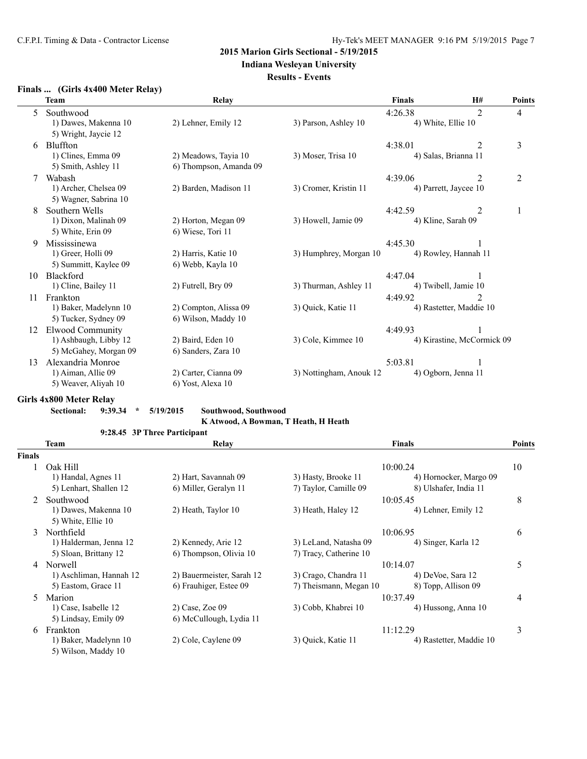# 2015 Marion Girls Sectional - 5/19/2015

## Indiana Wesleyan University

### Results - Events

**Finals ... (Girls 4x400 Meter Relay)**

| | Team | Relay | | Finals | H# | Points |
|---|---|---|---|---|---|---|
| 5 | Southwood | | | 4:26.38 | 2 | 4 |
| | 1) Dawes, Makenna 10 | 2) Lehner, Emily 12 | 3) Parson, Ashley 10 | 4) White, Ellie 10 | | |
| | 5) Wright, Jaycie 12 | | | | | |
| 6 | Bluffton | | | 4:38.01 | 2 | 3 |
| | 1) Clines, Emma 09 | 2) Meadows, Tayia 10 | 3) Moser, Trisa 10 | 4) Salas, Brianna 11 | | |
| | 5) Smith, Ashley 11 | 6) Thompson, Amanda 09 | | | | |
| 7 | Wabash | | | 4:39.06 | 2 | 2 |
| | 1) Archer, Chelsea 09 | 2) Barden, Madison 11 | 3) Cromer, Kristin 11 | 4) Parrett, Jaycee 10 | | |
| | 5) Wagner, Sabrina 10 | | | | | |
| 8 | Southern Wells | | | 4:42.59 | 2 | 1 |
| | 1) Dixon, Malinah 09 | 2) Horton, Megan 09 | 3) Howell, Jamie 09 | 4) Kline, Sarah 09 | | |
| | 5) White, Erin 09 | 6) Wiese, Tori 11 | | | | |
| 9 | Mississinewa | | | 4:45.30 | 1 | |
| | 1) Greer, Holli 09 | 2) Harris, Katie 10 | 3) Humphrey, Morgan 10 | 4) Rowley, Hannah 11 | | |
| | 5) Summitt, Kaylee 09 | 6) Webb, Kayla 10 | | | | |
| 10 | Blackford | | | 4:47.04 | 1 | |
| | 1) Cline, Bailey 11 | 2) Futrell, Bry 09 | 3) Thurman, Ashley 11 | 4) Twibell, Jamie 10 | | |
| 11 | Frankton | | | 4:49.92 | 2 | |
| | 1) Baker, Madelynn 10 | 2) Compton, Alissa 09 | 3) Quick, Katie 11 | 4) Rastetter, Maddie 10 | | |
| | 5) Tucker, Sydney 09 | 6) Wilson, Maddy 10 | | | | |
| 12 | Elwood Community | | | 4:49.93 | 1 | |
| | 1) Ashbaugh, Libby 12 | 2) Baird, Eden 10 | 3) Cole, Kimmee 10 | 4) Kirastine, McCormick 09 | | |
| | 5) McGahey, Morgan 09 | 6) Sanders, Zara 10 | | | | |
| 13 | Alexandria Monroe | | | 5:03.81 | 1 | |
| | 1) Aiman, Allie 09 | 2) Carter, Cianna 09 | 3) Nottingham, Anouk 12 | 4) Ogborn, Jenna 11 | | |
| | 5) Weaver, Aliyah 10 | 6) Yost, Alexa 10 | | | | |

**Girls 4x800 Meter Relay**

**Sectional: 9:39.34 * 5/19/2015 Southwood, Southwood**
**K Atwood, A Bowman, T Heath, H Heath**

**9:28.45 3P Three Participant**

| | Team | Relay | | Finals | | Points |
|---|---|---|---|---|---|---|
| **Finals** | | | | | | |
| 1 | Oak Hill | | | 10:00.24 | | 10 |
| | 1) Handal, Agnes 11 | 2) Hart, Savannah 09 | 3) Hasty, Brooke 11 | 4) Hornocker, Margo 09 | | |
| | 5) Lenhart, Shallen 12 | 6) Miller, Geralyn 11 | 7) Taylor, Camille 09 | 8) Ulshafer, India 11 | | |
| 2 | Southwood | | | 10:05.45 | | 8 |
| | 1) Dawes, Makenna 10 | 2) Heath, Taylor 10 | 3) Heath, Haley 12 | 4) Lehner, Emily 12 | | |
| | 5) White, Ellie 10 | | | | | |
| 3 | Northfield | | | 10:06.95 | | 6 |
| | 1) Halderman, Jenna 12 | 2) Kennedy, Arie 12 | 3) LeLand, Natasha 09 | 4) Singer, Karla 12 | | |
| | 5) Sloan, Brittany 12 | 6) Thompson, Olivia 10 | 7) Tracy, Catherine 10 | | | |
| 4 | Norwell | | | 10:14.07 | | 5 |
| | 1) Aschliman, Hannah 12 | 2) Bauermeister, Sarah 12 | 3) Crago, Chandra 11 | 4) DeVoe, Sara 12 | | |
| | 5) Eastom, Grace 11 | 6) Frauhiger, Estee 09 | 7) Theismann, Megan 10 | 8) Topp, Allison 09 | | |
| 5 | Marion | | | 10:37.49 | | 4 |
| | 1) Case, Isabelle 12 | 2) Case, Zoe 09 | 3) Cobb, Khabrei 10 | 4) Hussong, Anna 10 | | |
| | 5) Lindsay, Emily 09 | 6) McCullough, Lydia 11 | | | | |
| 6 | Frankton | | | 11:12.29 | | 3 |
| | 1) Baker, Madelynn 10 | 2) Cole, Caylene 09 | 3) Quick, Katie 11 | 4) Rastetter, Maddie 10 | | |
| | 5) Wilson, Maddy 10 | | | | | |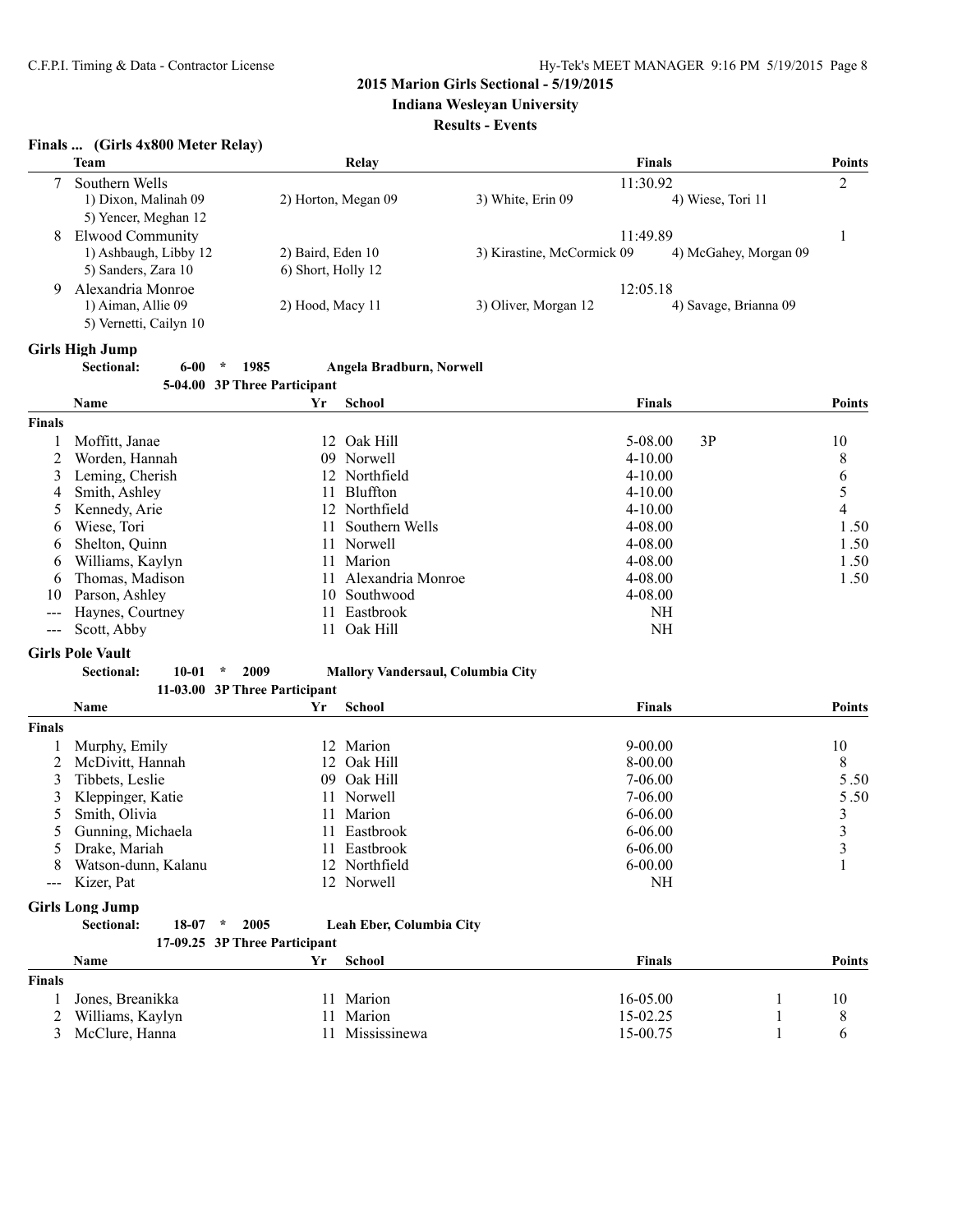## 2015 Marion Girls Sectional - 5/19/2015

## Indiana Wesleyan University

## Results - Events

### Finals ... (Girls 4x800 Meter Relay)

| | Team | Relay | | | Finals | Points |
|---|---|---|---|---|---|---|
| 7 | Southern Wells | | | | 11:30.92 | 2 |
| | 1) Dixon, Malinah 09 | 2) Horton, Megan 09 | 3) White, Erin 09 | 4) Wiese, Tori 11 | | |
| | 5) Yencer, Meghan 12 | | | | | |
| 8 | Elwood Community | | | | 11:49.89 | 1 |
| | 1) Ashbaugh, Libby 12 | 2) Baird, Eden 10 | 3) Kirastine, McCormick 09 | 4) McGahey, Morgan 09 | | |
| | 5) Sanders, Zara 10 | 6) Short, Holly 12 | | | | |
| 9 | Alexandria Monroe | | | | 12:05.18 | |
| | 1) Aiman, Allie 09 | 2) Hood, Macy 11 | 3) Oliver, Morgan 12 | 4) Savage, Brianna 09 | | |
| | 5) Vernetti, Cailyn 10 | | | | | |

### Girls High Jump

**Sectional: 6-00 * 1985 Angela Bradburn, Norwell**

**5-04.00 3P Three Participant**

| | Name | Yr | School | Finals | | Points |
|---|---|---|---|---|---|---|
| **Finals** | | | | | | |
| 1 | Moffitt, Janae | 12 | Oak Hill | 5-08.00 | 3P | 10 |
| 2 | Worden, Hannah | 09 | Norwell | 4-10.00 | | 8 |
| 3 | Leming, Cherish | 12 | Northfield | 4-10.00 | | 6 |
| 4 | Smith, Ashley | 11 | Bluffton | 4-10.00 | | 5 |
| 5 | Kennedy, Arie | 12 | Northfield | 4-10.00 | | 4 |
| 6 | Wiese, Tori | 11 | Southern Wells | 4-08.00 | | 1.50 |
| 6 | Shelton, Quinn | 11 | Norwell | 4-08.00 | | 1.50 |
| 6 | Williams, Kaylyn | 11 | Marion | 4-08.00 | | 1.50 |
| 6 | Thomas, Madison | 11 | Alexandria Monroe | 4-08.00 | | 1.50 |
| 10 | Parson, Ashley | 10 | Southwood | 4-08.00 | | |
| --- | Haynes, Courtney | 11 | Eastbrook | NH | | |
| --- | Scott, Abby | 11 | Oak Hill | NH | | |

### Girls Pole Vault

**Sectional: 10-01 * 2009 Mallory Vandersaul, Columbia City**

**11-03.00 3P Three Participant**

| | Name | Yr | School | Finals | Points |
|---|---|---|---|---|---|
| **Finals** | | | | | |
| 1 | Murphy, Emily | 12 | Marion | 9-00.00 | 10 |
| 2 | McDivitt, Hannah | 12 | Oak Hill | 8-00.00 | 8 |
| 3 | Tibbets, Leslie | 09 | Oak Hill | 7-06.00 | 5.50 |
| 3 | Kleppinger, Katie | 11 | Norwell | 7-06.00 | 5.50 |
| 5 | Smith, Olivia | 11 | Marion | 6-06.00 | 3 |
| 5 | Gunning, Michaela | 11 | Eastbrook | 6-06.00 | 3 |
| 5 | Drake, Mariah | 11 | Eastbrook | 6-06.00 | 3 |
| 8 | Watson-dunn, Kalanu | 12 | Northfield | 6-00.00 | 1 |
| --- | Kizer, Pat | 12 | Norwell | NH | |

### Girls Long Jump

**Sectional: 18-07 * 2005 Leah Eber, Columbia City**

**17-09.25 3P Three Participant**

| | Name | Yr | School | Finals | | Points |
|---|---|---|---|---|---|---|
| **Finals** | | | | | | |
| 1 | Jones, Breanikka | 11 | Marion | 16-05.00 | 1 | 10 |
| 2 | Williams, Kaylyn | 11 | Marion | 15-02.25 | 1 | 8 |
| 3 | McClure, Hanna | 11 | Mississinewa | 15-00.75 | 1 | 6 |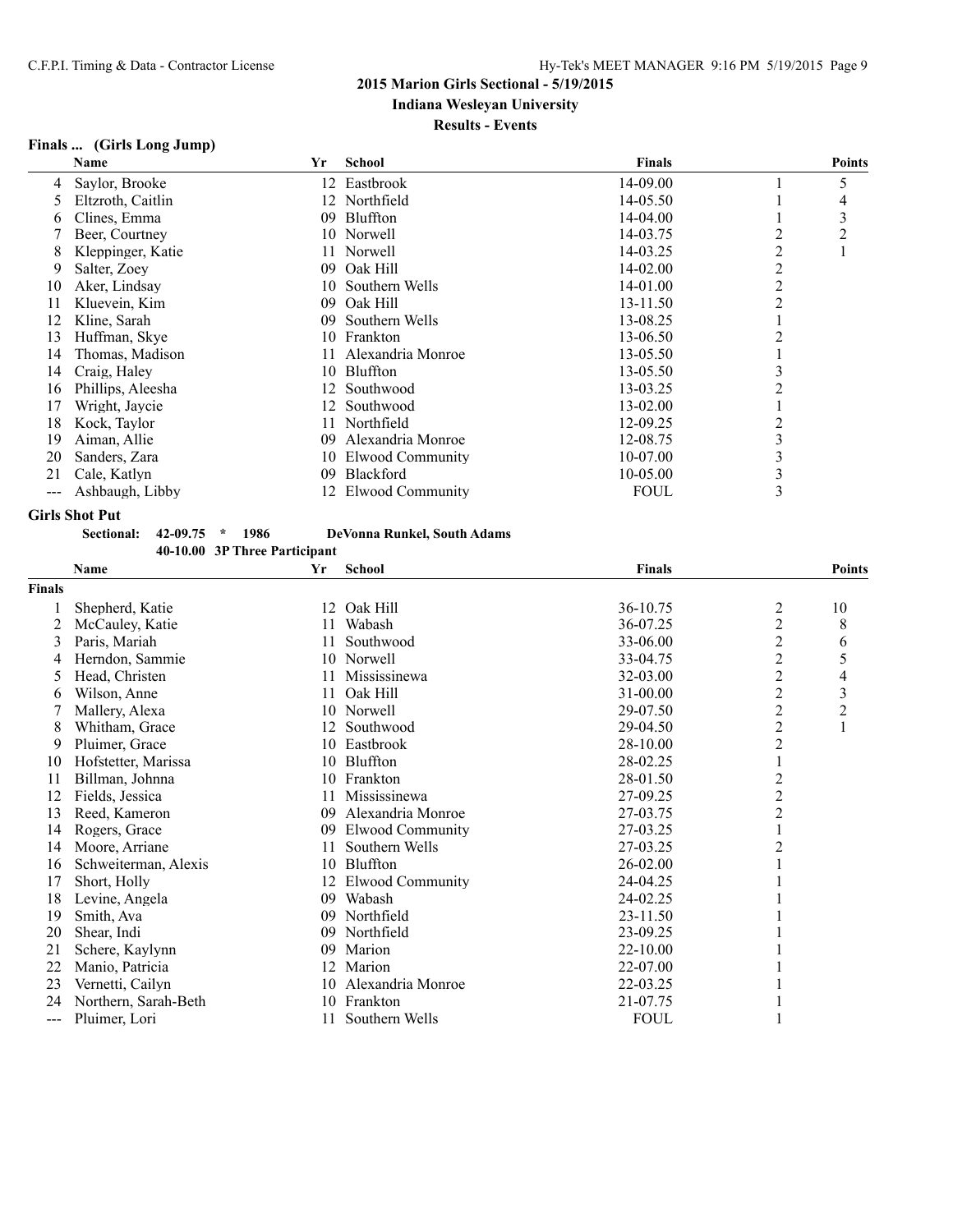## 2015 Marion Girls Sectional - 5/19/2015

### Indiana Wesleyan University

### Results - Events

#### Finals ... (Girls Long Jump)

| | Name | Yr | School | Finals | | Points |
|---|---|---|---|---|---|---|
| 4 | Saylor, Brooke | 12 | Eastbrook | 14-09.00 | 1 | 5 |
| 5 | Eltzroth, Caitlin | 12 | Northfield | 14-05.50 | 1 | 4 |
| 6 | Clines, Emma | 09 | Bluffton | 14-04.00 | 1 | 3 |
| 7 | Beer, Courtney | 10 | Norwell | 14-03.75 | 2 | 2 |
| 8 | Kleppinger, Katie | 11 | Norwell | 14-03.25 | 2 | 1 |
| 9 | Salter, Zoey | 09 | Oak Hill | 14-02.00 | 2 | |
| 10 | Aker, Lindsay | 10 | Southern Wells | 14-01.00 | 2 | |
| 11 | Kluevein, Kim | 09 | Oak Hill | 13-11.50 | 2 | |
| 12 | Kline, Sarah | 09 | Southern Wells | 13-08.25 | 1 | |
| 13 | Huffman, Skye | 10 | Frankton | 13-06.50 | 2 | |
| 14 | Thomas, Madison | 11 | Alexandria Monroe | 13-05.50 | 1 | |
| 14 | Craig, Haley | 10 | Bluffton | 13-05.50 | 3 | |
| 16 | Phillips, Aleesha | 12 | Southwood | 13-03.25 | 2 | |
| 17 | Wright, Jaycie | 12 | Southwood | 13-02.00 | 1 | |
| 18 | Kock, Taylor | 11 | Northfield | 12-09.25 | 2 | |
| 19 | Aiman, Allie | 09 | Alexandria Monroe | 12-08.75 | 3 | |
| 20 | Sanders, Zara | 10 | Elwood Community | 10-07.00 | 3 | |
| 21 | Cale, Katlyn | 09 | Blackford | 10-05.00 | 3 | |
| --- | Ashbaugh, Libby | 12 | Elwood Community | FOUL | 3 | |

#### Girls Shot Put

**Sectional: 42-09.75 * 1986 DeVonna Runkel, South Adams**

**40-10.00 3P Three Participant**

| | Name | Yr | School | Finals | | Points |
|---|---|---|---|---|---|---|
| **Finals** | | | | | | |
| 1 | Shepherd, Katie | 12 | Oak Hill | 36-10.75 | 2 | 10 |
| 2 | McCauley, Katie | 11 | Wabash | 36-07.25 | 2 | 8 |
| 3 | Paris, Mariah | 11 | Southwood | 33-06.00 | 2 | 6 |
| 4 | Herndon, Sammie | 10 | Norwell | 33-04.75 | 2 | 5 |
| 5 | Head, Christen | 11 | Mississinewa | 32-03.00 | 2 | 4 |
| 6 | Wilson, Anne | 11 | Oak Hill | 31-00.00 | 2 | 3 |
| 7 | Mallery, Alexa | 10 | Norwell | 29-07.50 | 2 | 2 |
| 8 | Whitham, Grace | 12 | Southwood | 29-04.50 | 2 | 1 |
| 9 | Pluimer, Grace | 10 | Eastbrook | 28-10.00 | 2 | |
| 10 | Hofstetter, Marissa | 10 | Bluffton | 28-02.25 | 1 | |
| 11 | Billman, Johnna | 10 | Frankton | 28-01.50 | 2 | |
| 12 | Fields, Jessica | 11 | Mississinewa | 27-09.25 | 2 | |
| 13 | Reed, Kameron | 09 | Alexandria Monroe | 27-03.75 | 2 | |
| 14 | Rogers, Grace | 09 | Elwood Community | 27-03.25 | 1 | |
| 14 | Moore, Arriane | 11 | Southern Wells | 27-03.25 | 2 | |
| 16 | Schweiterman, Alexis | 10 | Bluffton | 26-02.00 | 1 | |
| 17 | Short, Holly | 12 | Elwood Community | 24-04.25 | 1 | |
| 18 | Levine, Angela | 09 | Wabash | 24-02.25 | 1 | |
| 19 | Smith, Ava | 09 | Northfield | 23-11.50 | 1 | |
| 20 | Shear, Indi | 09 | Northfield | 23-09.25 | 1 | |
| 21 | Schere, Kaylynn | 09 | Marion | 22-10.00 | 1 | |
| 22 | Manio, Patricia | 12 | Marion | 22-07.00 | 1 | |
| 23 | Vernetti, Cailyn | 10 | Alexandria Monroe | 22-03.25 | 1 | |
| 24 | Northern, Sarah-Beth | 10 | Frankton | 21-07.75 | 1 | |
| --- | Pluimer, Lori | 11 | Southern Wells | FOUL | 1 | |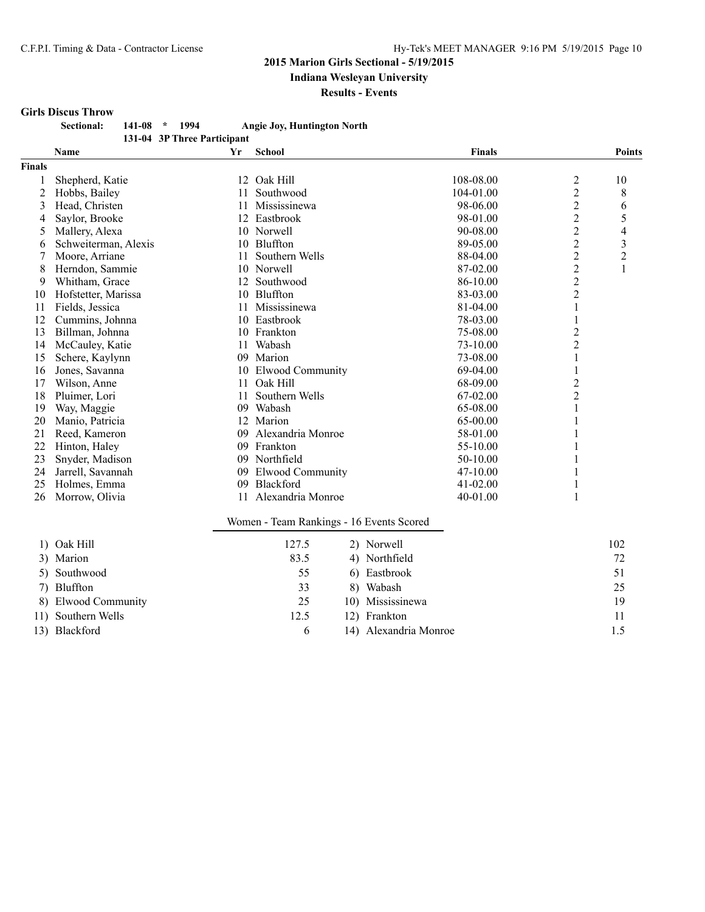## 2015 Marion Girls Sectional - 5/19/2015

**Indiana Wesleyan University**

**Results - Events**

### Girls Discus Throw

**Sectional:** 141-08 * 1994 **Angie Joy, Huntington North**

131-04 3P Three Participant

| | Name | Yr | School | Finals | | Points |
|---|---|---|---|---|---|---|
| **Finals** | | | | | | |
| 1 | Shepherd, Katie | 12 | Oak Hill | 108-08.00 | 2 | 10 |
| 2 | Hobbs, Bailey | 11 | Southwood | 104-01.00 | 2 | 8 |
| 3 | Head, Christen | 11 | Mississinewa | 98-06.00 | 2 | 6 |
| 4 | Saylor, Brooke | 12 | Eastbrook | 98-01.00 | 2 | 5 |
| 5 | Mallery, Alexa | 10 | Norwell | 90-08.00 | 2 | 4 |
| 6 | Schweiterman, Alexis | 10 | Bluffton | 89-05.00 | 2 | 3 |
| 7 | Moore, Arriane | 11 | Southern Wells | 88-04.00 | 2 | 2 |
| 8 | Herndon, Sammie | 10 | Norwell | 87-02.00 | 2 | 1 |
| 9 | Whitham, Grace | 12 | Southwood | 86-10.00 | 2 | |
| 10 | Hofstetter, Marissa | 10 | Bluffton | 83-03.00 | 2 | |
| 11 | Fields, Jessica | 11 | Mississinewa | 81-04.00 | 1 | |
| 12 | Cummins, Johnna | 10 | Eastbrook | 78-03.00 | 1 | |
| 13 | Billman, Johnna | 10 | Frankton | 75-08.00 | 2 | |
| 14 | McCauley, Katie | 11 | Wabash | 73-10.00 | 2 | |
| 15 | Schere, Kaylynn | 09 | Marion | 73-08.00 | 1 | |
| 16 | Jones, Savanna | 10 | Elwood Community | 69-04.00 | 1 | |
| 17 | Wilson, Anne | 11 | Oak Hill | 68-09.00 | 2 | |
| 18 | Pluimer, Lori | 11 | Southern Wells | 67-02.00 | 2 | |
| 19 | Way, Maggie | 09 | Wabash | 65-08.00 | 1 | |
| 20 | Manio, Patricia | 12 | Marion | 65-00.00 | 1 | |
| 21 | Reed, Kameron | 09 | Alexandria Monroe | 58-01.00 | 1 | |
| 22 | Hinton, Haley | 09 | Frankton | 55-10.00 | 1 | |
| 23 | Snyder, Madison | 09 | Northfield | 50-10.00 | 1 | |
| 24 | Jarrell, Savannah | 09 | Elwood Community | 47-10.00 | 1 | |
| 25 | Holmes, Emma | 09 | Blackford | 41-02.00 | 1 | |
| 26 | Morrow, Olivia | 11 | Alexandria Monroe | 40-01.00 | 1 | |

### Women - Team Rankings - 16 Events Scored

| | | | | | |
|---|---|---|---|---|---|
| 1) | Oak Hill | 127.5 | 2) | Norwell | 102 |
| 3) | Marion | 83.5 | 4) | Northfield | 72 |
| 5) | Southwood | 55 | 6) | Eastbrook | 51 |
| 7) | Bluffton | 33 | 8) | Wabash | 25 |
| 8) | Elwood Community | 25 | 10) | Mississinewa | 19 |
| 11) | Southern Wells | 12.5 | 12) | Frankton | 11 |
| 13) | Blackford | 6 | 14) | Alexandria Monroe | 1.5 |